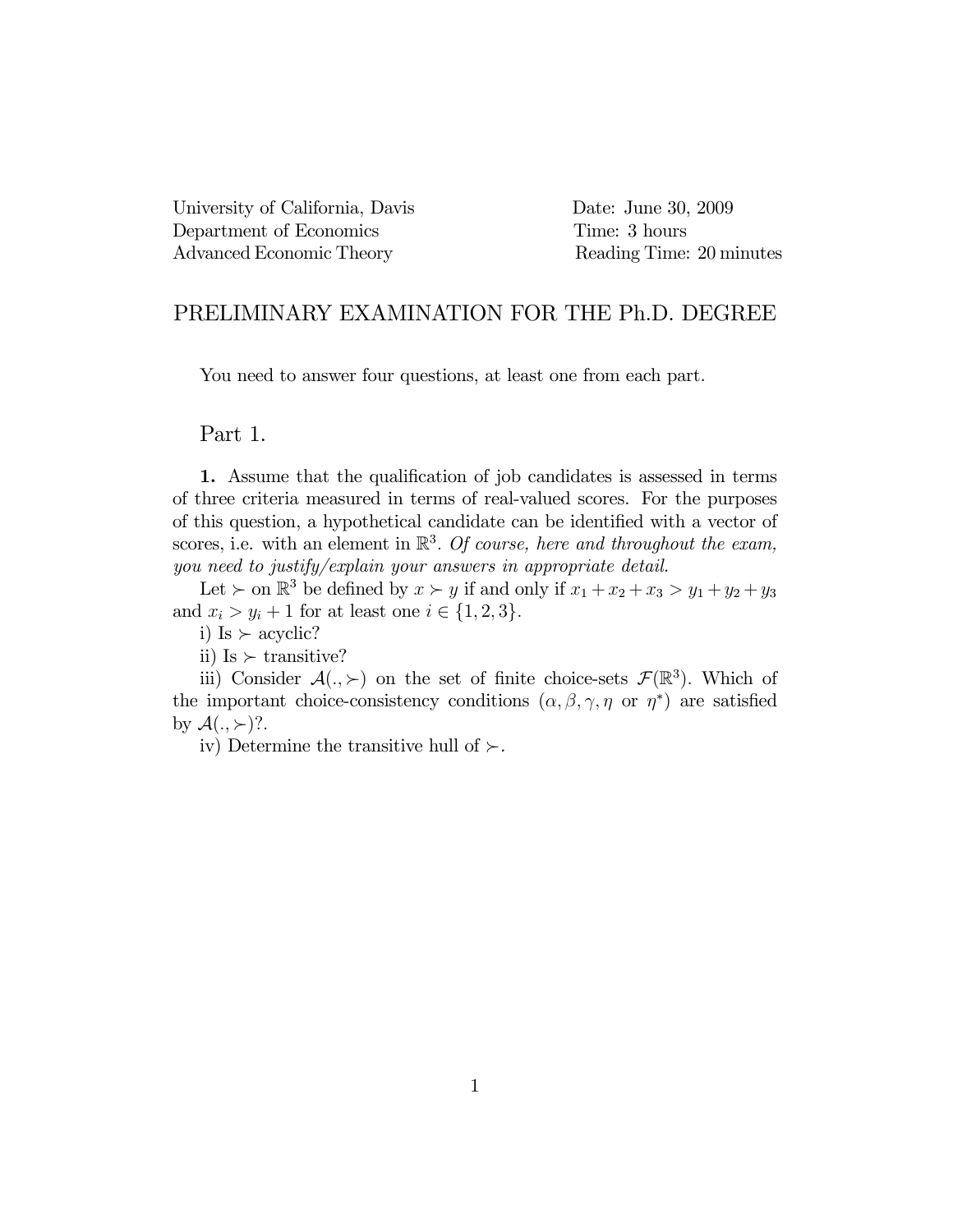University of California, Davis
Department of Economics
Advanced Economic Theory

Date: June 30, 2009
Time: 3 hours
Reading Time: 20 minutes

## PRELIMINARY EXAMINATION FOR THE Ph.D. DEGREE

You need to answer four questions, at least one from each part.

### Part 1.

**1.** Assume that the qualification of job candidates is assessed in terms of three criteria measured in terms of real-valued scores. For the purposes of this question, a hypothetical candidate can be identified with a vector of scores, i.e. with an element in $\mathbb{R}^3$. *Of course, here and throughout the exam, you need to justify/explain your answers in appropriate detail.*

Let $\succ$ on $\mathbb{R}^3$ be defined by $x \succ y$ if and only if $x_1 + x_2 + x_3 > y_1 + y_2 + y_3$ and $x_i > y_i + 1$ for at least one $i \in \{1, 2, 3\}$.

i) Is $\succ$ acyclic?

ii) Is $\succ$ transitive?

iii) Consider $\mathcal{A}(., \succ)$ on the set of finite choice-sets $\mathcal{F}(\mathbb{R}^3)$. Which of the important choice-consistency conditions ($\alpha, \beta, \gamma, \eta$ or $\eta^*$) are satisfied by $\mathcal{A}(., \succ)$?.

iv) Determine the transitive hull of $\succ$.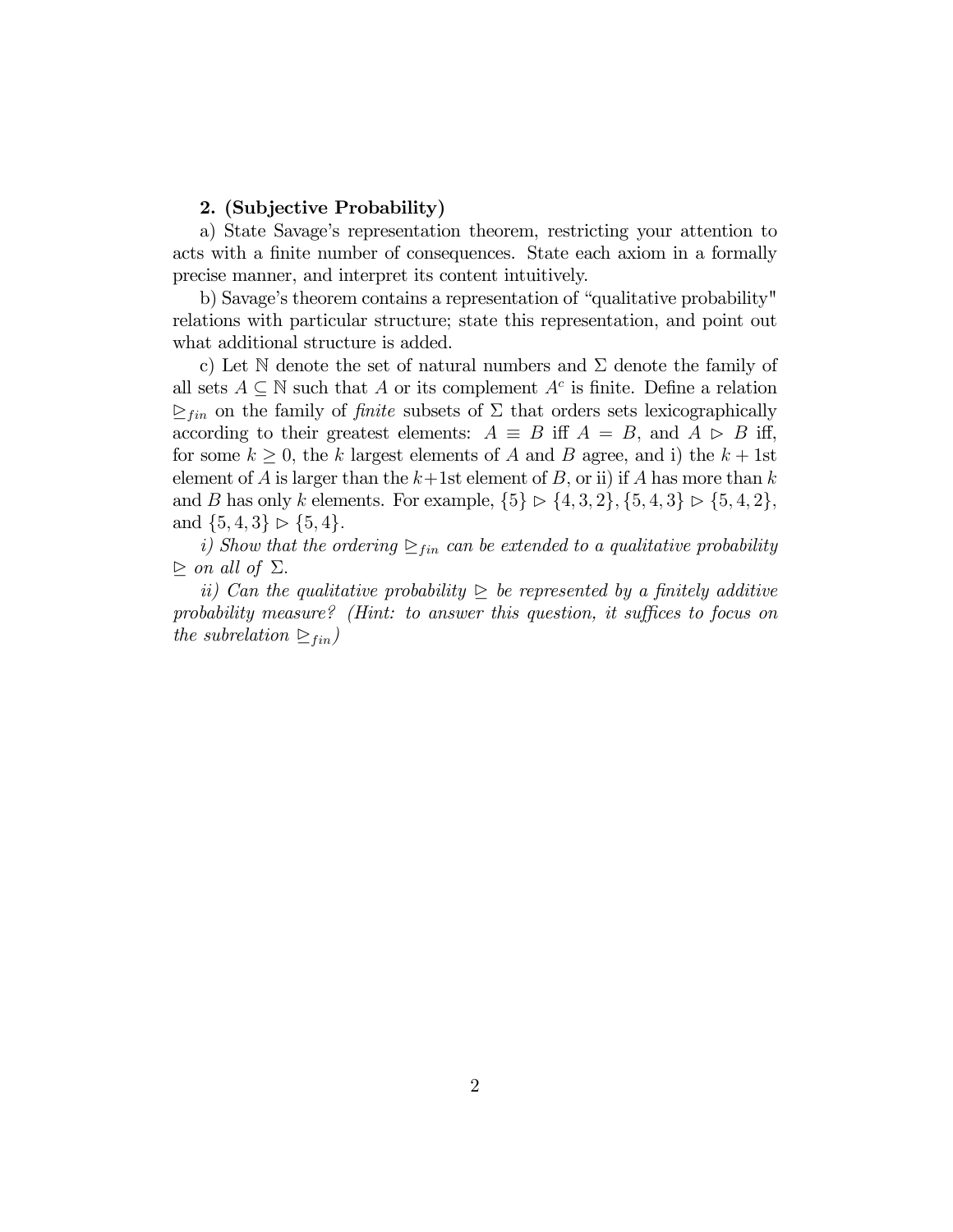**2. (Subjective Probability)**

a) State Savage's representation theorem, restricting your attention to acts with a finite number of consequences. State each axiom in a formally precise manner, and interpret its content intuitively.

b) Savage's theorem contains a representation of "qualitative probability" relations with particular structure; state this representation, and point out what additional structure is added.

c) Let $\mathbb{N}$ denote the set of natural numbers and $\Sigma$ denote the family of all sets $A \subseteq \mathbb{N}$ such that $A$ or its complement $A^c$ is finite. Define a relation $\trianglerighteq_{fin}$ on the family of *finite* subsets of $\Sigma$ that orders sets lexicographically according to their greatest elements: $A \equiv B$ iff $A = B$, and $A \triangleright B$ iff, for some $k \geq 0$, the $k$ largest elements of $A$ and $B$ agree, and i) the $k+1$st element of $A$ is larger than the $k+1$st element of $B$, or ii) if $A$ has more than $k$ and $B$ has only $k$ elements. For example, $\{5\} \triangleright \{4, 3, 2\}$, $\{5, 4, 3\} \triangleright \{5, 4, 2\}$, and $\{5, 4, 3\} \triangleright \{5, 4\}$.

*i) Show that the ordering $\trianglerighteq_{fin}$ can be extended to a qualitative probability $\trianglerighteq$ on all of $\Sigma$.*

*ii) Can the qualitative probability $\trianglerighteq$ be represented by a finitely additive probability measure? (Hint: to answer this question, it suffices to focus on the subrelation $\trianglerighteq_{fin}$)*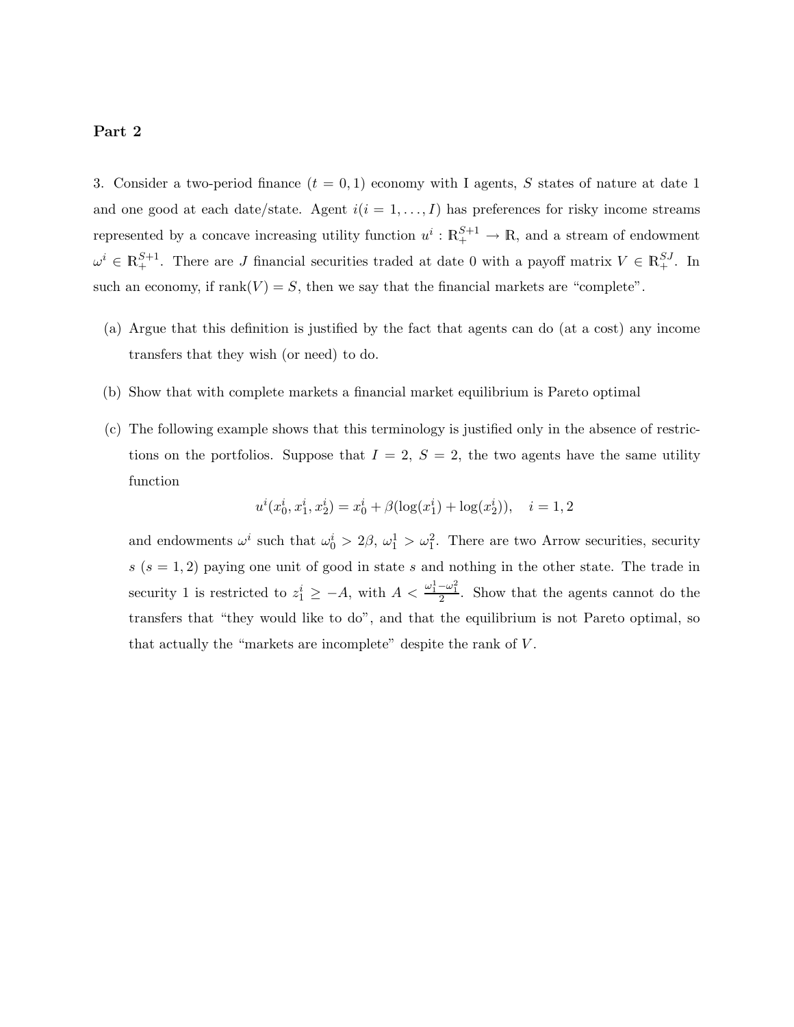## Part 2

3. Consider a two-period finance ($t = 0, 1$) economy with I agents, $S$ states of nature at date 1 and one good at each date/state. Agent $i (i = 1, \ldots, I)$ has preferences for risky income streams represented by a concave increasing utility function $u^i : \mathbb{R}_+^{S+1} \to \mathbb{R}$, and a stream of endowment $\omega^i \in \mathbb{R}_+^{S+1}$. There are $J$ financial securities traded at date 0 with a payoff matrix $V \in \mathbb{R}_+^{SJ}$. In such an economy, if $\text{rank}(V) = S$, then we say that the financial markets are "complete".

(a) Argue that this definition is justified by the fact that agents can do (at a cost) any income transfers that they wish (or need) to do.

(b) Show that with complete markets a financial market equilibrium is Pareto optimal

(c) The following example shows that this terminology is justified only in the absence of restrictions on the portfolios. Suppose that $I = 2$, $S = 2$, the two agents have the same utility function

$$u^i(x_0^i, x_1^i, x_2^i) = x_0^i + \beta(\log(x_1^i) + \log(x_2^i)), \quad i = 1, 2$$

and endowments $\omega^i$ such that $\omega_0^i > 2\beta$, $\omega_1^1 > \omega_1^2$. There are two Arrow securities, security $s$ ($s = 1, 2$) paying one unit of good in state $s$ and nothing in the other state. The trade in security 1 is restricted to $z_1^i \geq -A$, with $A < \frac{\omega_1^1 - \omega_1^2}{2}$. Show that the agents cannot do the transfers that "they would like to do", and that the equilibrium is not Pareto optimal, so that actually the "markets are incomplete" despite the rank of $V$.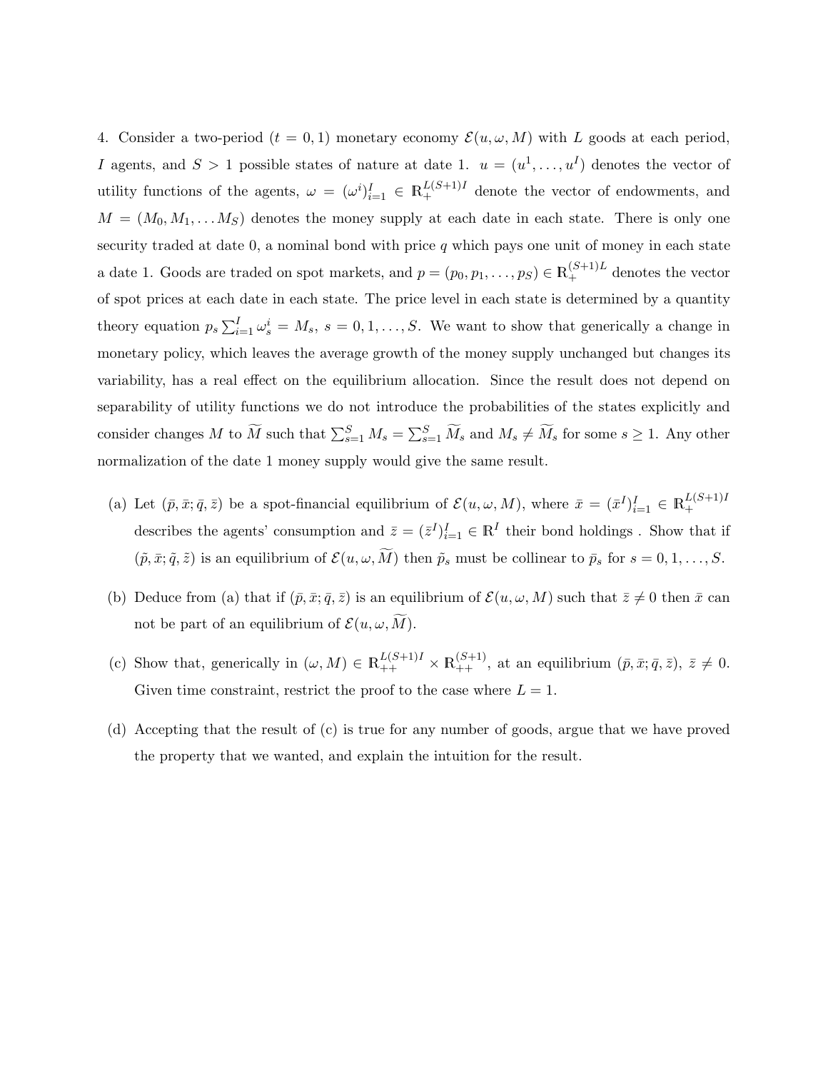4. Consider a two-period ($t = 0, 1$) monetary economy $\mathcal{E}(u, \omega, M)$ with $L$ goods at each period, $I$ agents, and $S > 1$ possible states of nature at date 1. $u = (u^1, \ldots, u^I)$ denotes the vector of utility functions of the agents, $\omega = (\omega^i)_{i=1}^I \in \mathbb{R}_+^{L(S+1)I}$ denote the vector of endowments, and $M = (M_0, M_1, \ldots M_S)$ denotes the money supply at each date in each state. There is only one security traded at date 0, a nominal bond with price $q$ which pays one unit of money in each state a date 1. Goods are traded on spot markets, and $p = (p_0, p_1, \ldots, p_S) \in \mathbb{R}_+^{(S+1)L}$ denotes the vector of spot prices at each date in each state. The price level in each state is determined by a quantity theory equation $p_s \sum_{i=1}^I \omega_s^i = M_s$, $s = 0, 1, \ldots, S$. We want to show that generically a change in monetary policy, which leaves the average growth of the money supply unchanged but changes its variability, has a real effect on the equilibrium allocation. Since the result does not depend on separability of utility functions we do not introduce the probabilities of the states explicitly and consider changes $M$ to $\widetilde{M}$ such that $\sum_{s=1}^S M_s = \sum_{s=1}^S \widetilde{M}_s$ and $M_s \neq \widetilde{M}_s$ for some $s \geq 1$. Any other normalization of the date 1 money supply would give the same result.

(a) Let $(\bar{p}, \bar{x}; \bar{q}, \bar{z})$ be a spot-financial equilibrium of $\mathcal{E}(u, \omega, M)$, where $\bar{x} = (\bar{x}^I)_{i=1}^I \in \mathbb{R}_+^{L(S+1)I}$ describes the agents' consumption and $\bar{z} = (\bar{z}^I)_{i=1}^I \in \mathbb{R}^I$ their bond holdings . Show that if $(\tilde{p}, \bar{x}; \tilde{q}, \tilde{z})$ is an equilibrium of $\mathcal{E}(u, \omega, \widetilde{M})$ then $\tilde{p}_s$ must be collinear to $\bar{p}_s$ for $s = 0, 1, \ldots, S$.

(b) Deduce from (a) that if $(\bar{p}, \bar{x}; \bar{q}, \bar{z})$ is an equilibrium of $\mathcal{E}(u, \omega, M)$ such that $\bar{z} \neq 0$ then $\bar{x}$ can not be part of an equilibrium of $\mathcal{E}(u, \omega, \widetilde{M})$.

(c) Show that, generically in $(\omega, M) \in \mathbb{R}_{++}^{L(S+1)I} \times \mathbb{R}_{++}^{(S+1)}$, at an equilibrium $(\bar{p}, \bar{x}; \bar{q}, \bar{z})$, $\bar{z} \neq 0$. Given time constraint, restrict the proof to the case where $L = 1$.

(d) Accepting that the result of (c) is true for any number of goods, argue that we have proved the property that we wanted, and explain the intuition for the result.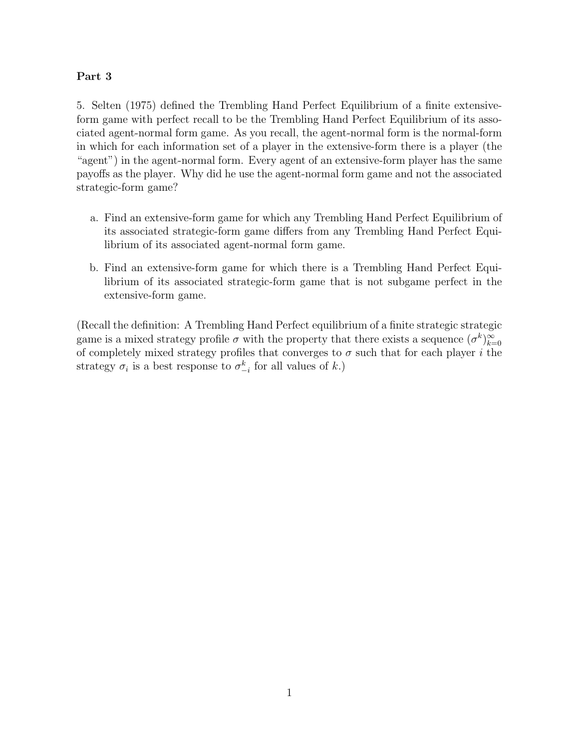**Part 3**

5. Selten (1975) defined the Trembling Hand Perfect Equilibrium of a finite extensive-form game with perfect recall to be the Trembling Hand Perfect Equilibrium of its associated agent-normal form game. As you recall, the agent-normal form is the normal-form in which for each information set of a player in the extensive-form there is a player (the "agent") in the agent-normal form. Every agent of an extensive-form player has the same payoffs as the player. Why did he use the agent-normal form game and not the associated strategic-form game?

a. Find an extensive-form game for which any Trembling Hand Perfect Equilibrium of its associated strategic-form game differs from any Trembling Hand Perfect Equilibrium of its associated agent-normal form game.

b. Find an extensive-form game for which there is a Trembling Hand Perfect Equilibrium of its associated strategic-form game that is not subgame perfect in the extensive-form game.

(Recall the definition: A Trembling Hand Perfect equilibrium of a finite strategic strategic game is a mixed strategy profile $\sigma$ with the property that there exists a sequence $(\sigma^k)_{k=0}^{\infty}$ of completely mixed strategy profiles that converges to $\sigma$ such that for each player $i$ the strategy $\sigma_i$ is a best response to $\sigma_{-i}^k$ for all values of $k$.)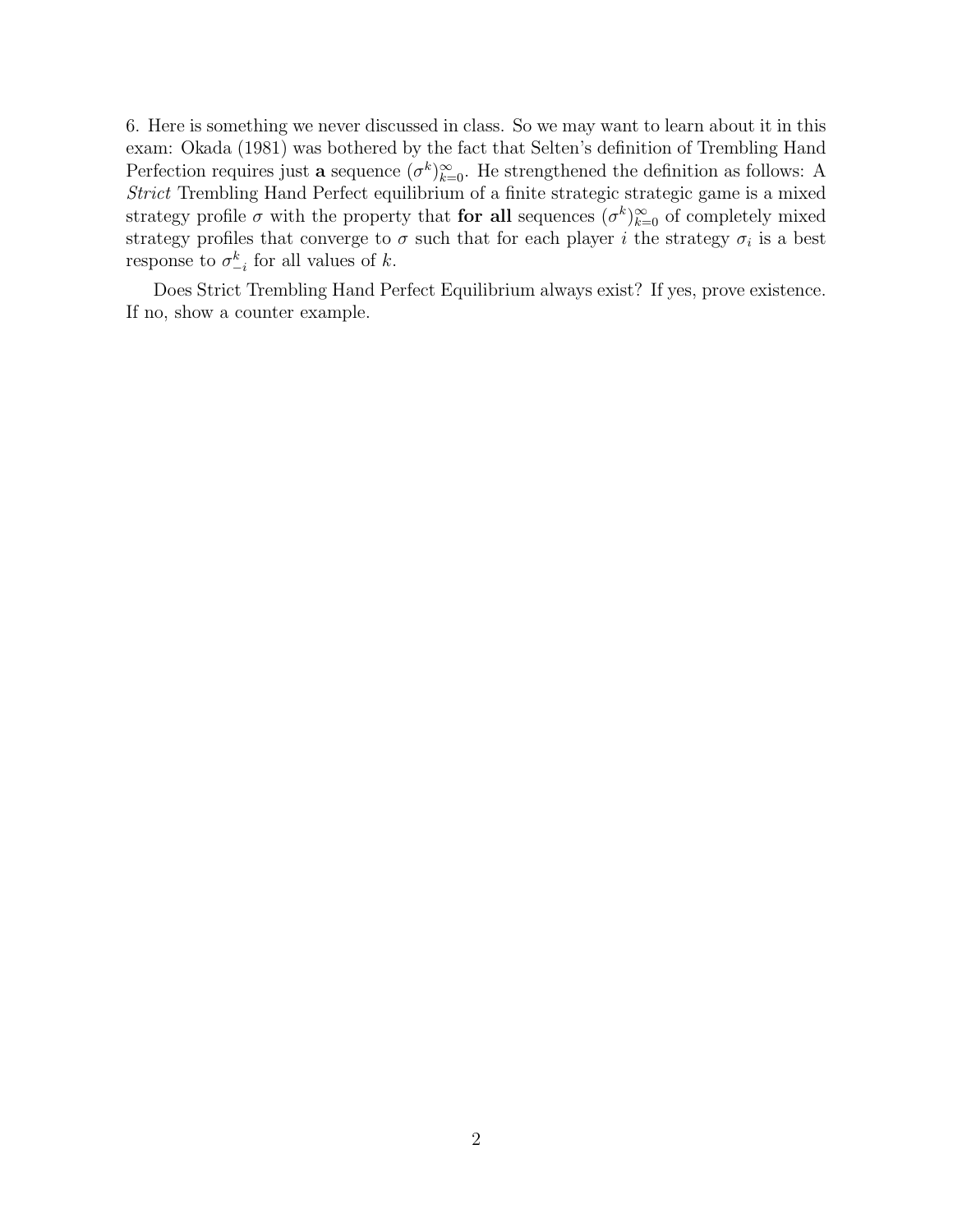6. Here is something we never discussed in class. So we may want to learn about it in this exam: Okada (1981) was bothered by the fact that Selten's definition of Trembling Hand Perfection requires just **a** sequence $(\sigma^k)_{k=0}^{\infty}$. He strengthened the definition as follows: A *Strict* Trembling Hand Perfect equilibrium of a finite strategic strategic game is a mixed strategy profile $\sigma$ with the property that **for all** sequences $(\sigma^k)_{k=0}^{\infty}$ of completely mixed strategy profiles that converge to $\sigma$ such that for each player $i$ the strategy $\sigma_i$ is a best response to $\sigma_{-i}^k$ for all values of $k$.

Does Strict Trembling Hand Perfect Equilibrium always exist? If yes, prove existence. If no, show a counter example.